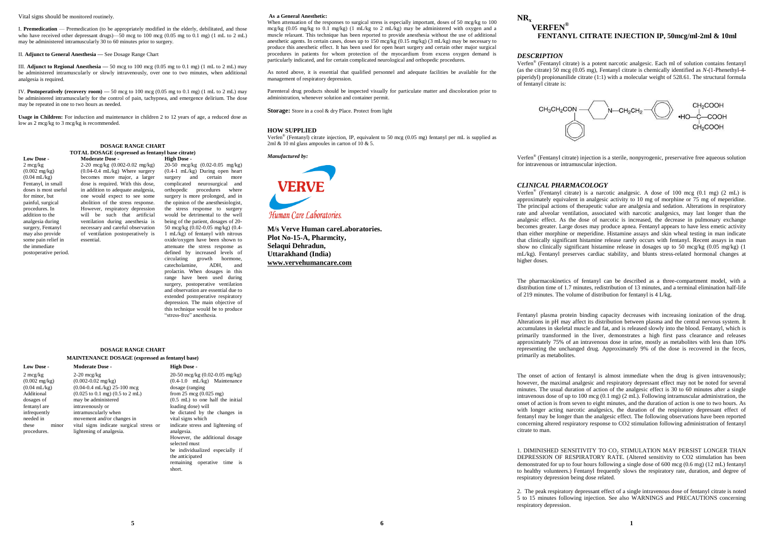Vital signs should be monitored routinely.

I. **Premedication** — Premedication (to be appropriately modified in the elderly, debilitated, and those who have received other depressant drugs)—50 mcg to 100 mcg (0.05 mg to 0.1 mg) (1 mL to 2 mL) may be administered intramuscularly 30 to 60 minutes prior to surgery.

II. **Adjunct to General Anesthesia —** See Dosage Range Chart

III. **Adjunct to Regional Anesthesia —** 50 mcg to 100 mcg (0.05 mg to 0.1 mg) (1 mL to 2 mL) may be administered intramuscularly or slowly intravenously, over one to two minutes, when additional analgesia is required.

IV. **Postoperatively (recovery room) —** 50 mcg to 100 mcg (0.05 mg to 0.1 mg) (1 mL to 2 mL) may be administered intramuscularly for the control of pain, tachypnea, and emergence delirium. The dose may be repeated in one to two hours as needed.

**Usage in Children:** For induction and maintenance in children 2 to 12 years of age, a reduced dose as low as 2 mcg/kg to 3 mcg/kg is recommended.

**DOSAGE RANGE CHART**

**TOTAL DOSAGE (expressed as fentanyl base citrate)**

| Low Dose - | Moderate Dose - | High Dose - |
|---|---|---|
| 2 mcg/kg (0.002 mg/kg) (0.04 mL/kg) Fentanyl, in small doses is most useful for minor, but painful, surgical procedures. In addition to the analgesia during surgery, Fentanyl may also provide some pain relief in the immediate postoperative period. | 2-20 mcg/kg (0.002-0.02 mg/kg) (0.04-0.4 mL/kg) Where surgery becomes more major, a larger dose is required. With this dose, in addition to adequate analgesia, one would expect to see some abolition of the stress response. However, respiratory depression will be such that artificial ventilation during anesthesia is necessary and careful observation of ventilation postoperatively is essential. | 20-50 mcg/kg (0.02-0.05 mg/kg) (0.4-1 mL/kg) During open heart surgery and certain more complicated neurosurgical and orthopedic procedures where surgery is more prolonged, and in the opinion of the anesthesiologist, the stress response to surgery would be detrimental to the well being of the patient, dosages of 20-50 mcg/kg (0.02-0.05 mg/kg) (0.4-1 mL/kg) of fentanyl with nitrous oxide/oxygen have been shown to attenuate the stress response as defined by increased levels of circulating growth hormone, catecholamine, ADH, and prolactin. When dosages in this range have been used during surgery, postoperative ventilation and observation are essential due to extended postoperative respiratory depression. The main objective of this technique would be to produce "stress-free" anesthesia. |

**DOSAGE RANGE CHART**

**MAINTENANCE DOSAGE (expressed as fentanyl base)**

| Low Dose - | Moderate Dose - | High Dose - |
|---|---|---|
| 2 mcg/kg (0.002 mg/kg) (0.04 mL/kg) Additional dosages of fentanyl are infrequently needed in these minor procedures. | 2-20 mcg/kg (0.002-0.02 mg/kg) (0.04-0.4 mL/kg) 25-100 mcg (0.025 to 0.1 mg) (0.5 to 2 mL) may be administered intravenously or intramuscularly when movement and/or changes in vital signs indicate surgical stress or lightening of analgesia. | 20-50 mcg/kg (0.02-0.05 mg/kg) (0.4-1.0 mL/kg) Maintenance dosage (ranging from 25 mcg (0.025 mg) (0.5 mL) to one half the initial loading dose) will be dictated by the changes in vital signs which indicate stress and lightening of analgesia. However, the additional dosage selected must be individualized especially if the anticipated remaining operative time is short. |

**As a General Anesthetic:**

When attenuation of the responses to surgical stress is especially important, doses of 50 mcg/kg to 100 mcg/kg (0.05 mg/kg to 0.1 mg/kg) (1 mL/kg to 2 mL/kg) may be administered with oxygen and a muscle relaxant. This technique has been reported to provide anesthesia without the use of additional anesthetic agents. In certain cases, doses up to 150 mcg/kg (0.15 mg/kg) (3 mL/kg) may be necessary to produce this anesthetic effect. It has been used for open heart surgery and certain other major surgical procedures in patients for whom protection of the myocardium from excess oxygen demand is particularly indicated, and for certain complicated neurological and orthopedic procedures.

As noted above, it is essential that qualified personnel and adequate facilities be available for the management of respiratory depression.

Parenteral drug products should be inspected visually for particulate matter and discoloration prior to administration, whenever solution and container permit.

**Storage:** Store in a cool & dry Place. Protect from light

## HOW SUPPLIED

Verfen® (Fentanyl) citrate injection, IP, equivalent to 50 mcg (0.05 mg) fentanyl per mL is supplied as 2ml & 10 ml glass ampoules in carton of 10 & 5.

***Manufactured by:***

VERVE
Human Care Laboratories.

**M/s Verve Human careLaboratories.**
**Plot No-15-A, Pharmcity,**
**Selaqui Dehradun,**
**Uttarakhand (India)**
**www.vervehumancare.com**

**$NR_x$**

# VERFEN®
# FENTANYL CITRATE INJECTION IP, 50mcg/ml-2ml & 10ml

## *DESCRIPTION*

Verfen® (Fentanyl citrate) is a potent narcotic analgesic. Each ml of solution contains fentanyl (as the citrate) 50 mcg (0.05 mg), Fentanyl citrate is chemically identified as *N*-(1-Phenethyl-4-piperidyl) propionanilide citrate (1:1) with a molecular weight of 528.61. The structural formula of fentanyl citrate is:

$CH_3CH_2CON$—(piperidyl)N—$CH_2CH_2$—(phenyl) •HO—C(—$CH_2COOH$)(—$CH_2COOH$)—COOH

Verfen® (Fentanyl citrate) injection is a sterile, nonpyrogenic, preservative free aqueous solution for intravenous or intramuscular injection.

## *CLINICAL PHARMACOLOGY*

Verfen® (Fentanyl citrate) is a narcotic analgesic. A dose of 100 mcg (0.1 mg) (2 mL) is approximately equivalent in analgesic activity to 10 mg of morphine or 75 mg of meperidine. The principal actions of therapeutic value are analgesia and sedation. Alterations in respiratory rate and alveolar ventilation, associated with narcotic analgesics, may last longer than the analgesic effect. As the dose of narcotic is increased, the decrease in pulmonary exchange becomes greater. Large doses may produce apnea. Fentanyl appears to have less emetic activity than either morphine or meperidine. Histamine assays and skin wheal testing in man indicate that clinically significant histamine release rarely occurs with fentanyl. Recent assays in man show no clinically significant histamine release in dosages up to 50 mcg/kg (0.05 mg/kg) (1 mL/kg). Fentanyl preserves cardiac stability, and blunts stress-related hormonal changes at higher doses.

The pharmacokinetics of fentanyl can be described as a three-compartment model, with a distribution time of 1.7 minutes, redistribution of 13 minutes, and a terminal elimination half-life of 219 minutes. The volume of distribution for fentanyl is 4 L/kg.

Fentanyl plasma protein binding capacity decreases with increasing ionization of the drug. Alterations in pH may affect its distribution between plasma and the central nervous system. It accumulates in skeletal muscle and fat, and is released slowly into the blood. Fentanyl, which is primarily transformed in the liver, demonstrates a high first pass clearance and releases approximately 75% of an intravenous dose in urine, mostly as metabolites with less than 10% representing the unchanged drug. Approximately 9% of the dose is recovered in the feces, primarily as metabolites.

The onset of action of fentanyl is almost immediate when the drug is given intravenously; however, the maximal analgesic and respiratory depressant effect may not be noted for several minutes. The usual duration of action of the analgesic effect is 30 to 60 minutes after a single intravenous dose of up to 100 mcg (0.1 mg) (2 mL). Following intramuscular administration, the onset of action is from seven to eight minutes, and the duration of action is one to two hours. As with longer acting narcotic analgesics, the duration of the respiratory depressant effect of fentanyl may be longer than the analgesic effect. The following observations have been reported concerning altered respiratory response to CO2 stimulation following administration of fentanyl citrate to man.

1. DIMINISHED SENSITIVITY TO $CO_2$ STIMULATION MAY PERSIST LONGER THAN DEPRESSION OF RESPIRATORY RATE. (Altered sensitivity to CO2 stimulation has been demonstrated for up to four hours following a single dose of 600 mcg (0.6 mg) (12 mL) fentanyl to healthy volunteers.) Fentanyl frequently slows the respiratory rate, duration, and degree of respiratory depression being dose related.

2. The peak respiratory depressant effect of a single intravenous dose of fentanyl citrate is noted 5 to 15 minutes following injection. See also WARNINGS and PRECAUTIONS concerning respiratory depression.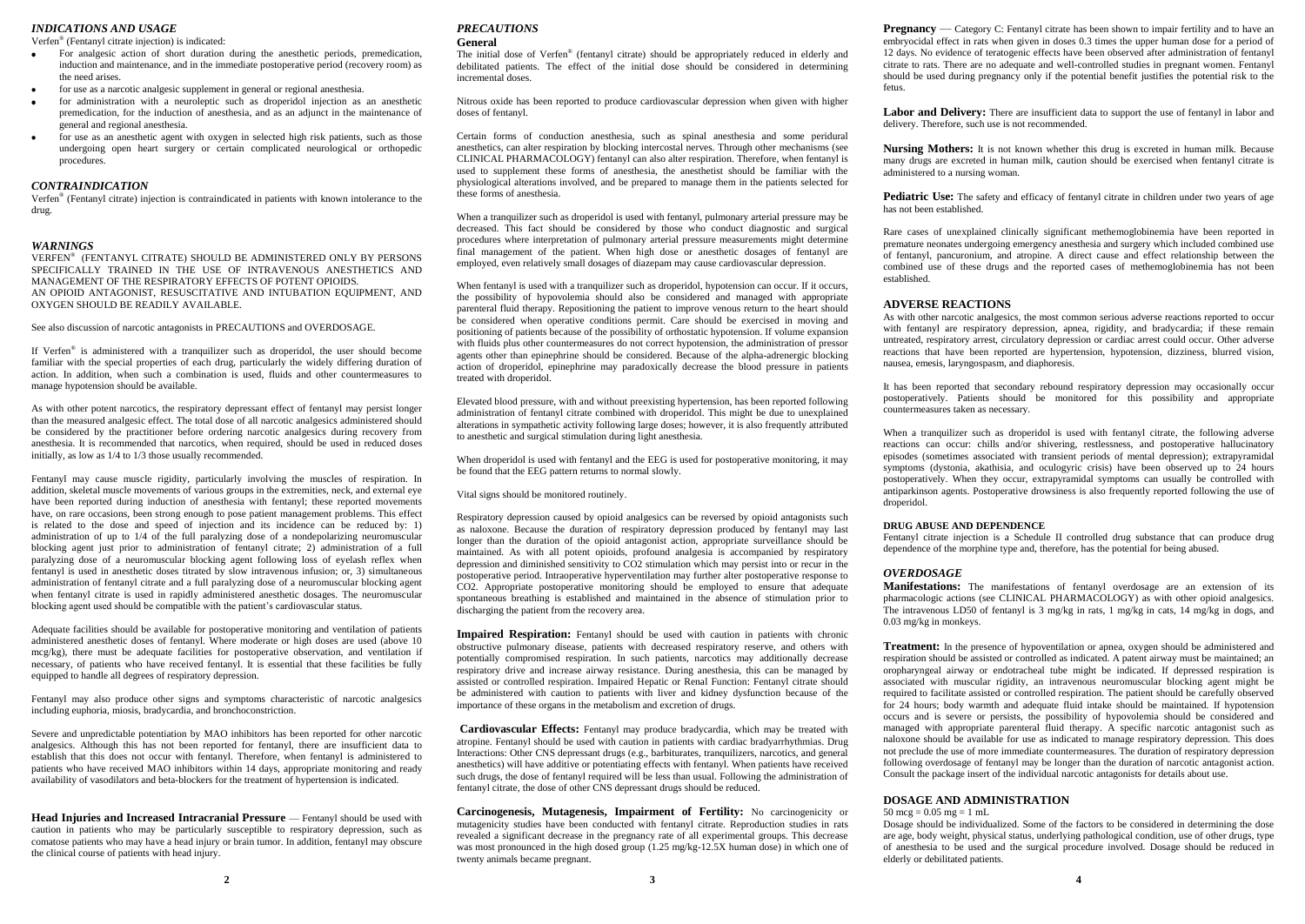## *INDICATIONS AND USAGE*

Verfen® (Fentanyl citrate injection) is indicated:

- For analgesic action of short duration during the anesthetic periods, premedication, induction and maintenance, and in the immediate postoperative period (recovery room) as the need arises.
- for use as a narcotic analgesic supplement in general or regional anesthesia.
- for administration with a neuroleptic such as droperidol injection as an anesthetic premedication, for the induction of anesthesia, and as an adjunct in the maintenance of general and regional anesthesia.
- for use as an anesthetic agent with oxygen in selected high risk patients, such as those undergoing open heart surgery or certain complicated neurological or orthopedic procedures.

## *CONTRAINDICATION*

Verfen® (Fentanyl citrate) injection is contraindicated in patients with known intolerance to the drug.

## *WARNINGS*

VERFEN® (FENTANYL CITRATE) SHOULD BE ADMINISTERED ONLY BY PERSONS SPECIFICALLY TRAINED IN THE USE OF INTRAVENOUS ANESTHETICS AND MANAGEMENT OF THE RESPIRATORY EFFECTS OF POTENT OPIOIDS.
AN OPIOID ANTAGONIST, RESUSCITATIVE AND INTUBATION EQUIPMENT, AND OXYGEN SHOULD BE READILY AVAILABLE.

See also discussion of narcotic antagonists in PRECAUTIONS and OVERDOSAGE.

If Verfen® is administered with a tranquilizer such as droperidol, the user should become familiar with the special properties of each drug, particularly the widely differing duration of action. In addition, when such a combination is used, fluids and other countermeasures to manage hypotension should be available.

As with other potent narcotics, the respiratory depressant effect of fentanyl may persist longer than the measured analgesic effect. The total dose of all narcotic analgesics administered should be considered by the practitioner before ordering narcotic analgesics during recovery from anesthesia. It is recommended that narcotics, when required, should be used in reduced doses initially, as low as 1/4 to 1/3 those usually recommended.

Fentanyl may cause muscle rigidity, particularly involving the muscles of respiration. In addition, skeletal muscle movements of various groups in the extremities, neck, and external eye have been reported during induction of anesthesia with fentanyl; these reported movements have, on rare occasions, been strong enough to pose patient management problems. This effect is related to the dose and speed of injection and its incidence can be reduced by: 1) administration of up to 1/4 of the full paralyzing dose of a nondepolarizing neuromuscular blocking agent just prior to administration of fentanyl citrate; 2) administration of a full paralyzing dose of a neuromuscular blocking agent following loss of eyelash reflex when fentanyl is used in anesthetic doses titrated by slow intravenous infusion; or, 3) simultaneous administration of fentanyl citrate and a full paralyzing dose of a neuromuscular blocking agent when fentanyl citrate is used in rapidly administered anesthetic dosages. The neuromuscular blocking agent used should be compatible with the patient's cardiovascular status.

Adequate facilities should be available for postoperative monitoring and ventilation of patients administered anesthetic doses of fentanyl. Where moderate or high doses are used (above 10 mcg/kg), there must be adequate facilities for postoperative observation, and ventilation if necessary, of patients who have received fentanyl. It is essential that these facilities be fully equipped to handle all degrees of respiratory depression.

Fentanyl may also produce other signs and symptoms characteristic of narcotic analgesics including euphoria, miosis, bradycardia, and bronchoconstriction.

Severe and unpredictable potentiation by MAO inhibitors has been reported for other narcotic analgesics. Although this has not been reported for fentanyl, there are insufficient data to establish that this does not occur with fentanyl. Therefore, when fentanyl is administered to patients who have received MAO inhibitors within 14 days, appropriate monitoring and ready availability of vasodilators and beta-blockers for the treatment of hypertension is indicated.

**Head Injuries and Increased Intracranial Pressure** — Fentanyl should be used with caution in patients who may be particularly susceptible to respiratory depression, such as comatose patients who may have a head injury or brain tumor. In addition, fentanyl may obscure the clinical course of patients with head injury.

## *PRECAUTIONS*

### General

The initial dose of Verfen® (fentanyl citrate) should be appropriately reduced in elderly and debilitated patients. The effect of the initial dose should be considered in determining incremental doses.

Nitrous oxide has been reported to produce cardiovascular depression when given with higher doses of fentanyl.

Certain forms of conduction anesthesia, such as spinal anesthesia and some peridural anesthetics, can alter respiration by blocking intercostal nerves. Through other mechanisms (see CLINICAL PHARMACOLOGY) fentanyl can also alter respiration. Therefore, when fentanyl is used to supplement these forms of anesthesia, the anesthetist should be familiar with the physiological alterations involved, and be prepared to manage them in the patients selected for these forms of anesthesia.

When a tranquilizer such as droperidol is used with fentanyl, pulmonary arterial pressure may be decreased. This fact should be considered by those who conduct diagnostic and surgical procedures where interpretation of pulmonary arterial pressure measurements might determine final management of the patient. When high dose or anesthetic dosages of fentanyl are employed, even relatively small dosages of diazepam may cause cardiovascular depression.

When fentanyl is used with a tranquilizer such as droperidol, hypotension can occur. If it occurs, the possibility of hypovolemia should also be considered and managed with appropriate parenteral fluid therapy. Repositioning the patient to improve venous return to the heart should be considered when operative conditions permit. Care should be exercised in moving and positioning of patients because of the possibility of orthostatic hypotension. If volume expansion with fluids plus other countermeasures do not correct hypotension, the administration of pressor agents other than epinephrine should be considered. Because of the alpha-adrenergic blocking action of droperidol, epinephrine may paradoxically decrease the blood pressure in patients treated with droperidol.

Elevated blood pressure, with and without preexisting hypertension, has been reported following administration of fentanyl citrate combined with droperidol. This might be due to unexplained alterations in sympathetic activity following large doses; however, it is also frequently attributed to anesthetic and surgical stimulation during light anesthesia.

When droperidol is used with fentanyl and the EEG is used for postoperative monitoring, it may be found that the EEG pattern returns to normal slowly.

Vital signs should be monitored routinely.

Respiratory depression caused by opioid analgesics can be reversed by opioid antagonists such as naloxone. Because the duration of respiratory depression produced by fentanyl may last longer than the duration of the opioid antagonist action, appropriate surveillance should be maintained. As with all potent opioids, profound analgesia is accompanied by respiratory depression and diminished sensitivity to $CO_2$ stimulation which may persist into or recur in the postoperative period. Intraoperative hyperventilation may further alter postoperative response to $CO_2$. Appropriate postoperative monitoring should be employed to ensure that adequate spontaneous breathing is established and maintained in the absence of stimulation prior to discharging the patient from the recovery area.

**Impaired Respiration:** Fentanyl should be used with caution in patients with chronic obstructive pulmonary disease, patients with decreased respiratory reserve, and others with potentially compromised respiration. In such patients, narcotics may additionally decrease respiratory drive and increase airway resistance. During anesthesia, this can be managed by assisted or controlled respiration. Impaired Hepatic or Renal Function: Fentanyl citrate should be administered with caution to patients with liver and kidney dysfunction because of the importance of these organs in the metabolism and excretion of drugs.

**Cardiovascular Effects:** Fentanyl may produce bradycardia, which may be treated with atropine. Fentanyl should be used with caution in patients with cardiac bradyarrhythmias. Drug Interactions: Other CNS depressant drugs (e.g., barbiturates, tranquilizers, narcotics, and general anesthetics) will have additive or potentiating effects with fentanyl. When patients have received such drugs, the dose of fentanyl required will be less than usual. Following the administration of fentanyl citrate, the dose of other CNS depressant drugs should be reduced.

**Carcinogenesis, Mutagenesis, Impairment of Fertility:** No carcinogenicity or mutagenicity studies have been conducted with fentanyl citrate. Reproduction studies in rats revealed a significant decrease in the pregnancy rate of all experimental groups. This decrease was most pronounced in the high dosed group (1.25 mg/kg-12.5X human dose) in which one of twenty animals became pregnant.

**Pregnancy** — Category C: Fentanyl citrate has been shown to impair fertility and to have an embryocidal effect in rats when given in doses 0.3 times the upper human dose for a period of 12 days. No evidence of teratogenic effects have been observed after administration of fentanyl citrate to rats. There are no adequate and well-controlled studies in pregnant women. Fentanyl should be used during pregnancy only if the potential benefit justifies the potential risk to the fetus.

**Labor and Delivery:** There are insufficient data to support the use of fentanyl in labor and delivery. Therefore, such use is not recommended.

**Nursing Mothers:** It is not known whether this drug is excreted in human milk. Because many drugs are excreted in human milk, caution should be exercised when fentanyl citrate is administered to a nursing woman.

**Pediatric Use:** The safety and efficacy of fentanyl citrate in children under two years of age has not been established.

Rare cases of unexplained clinically significant methemoglobinemia have been reported in premature neonates undergoing emergency anesthesia and surgery which included combined use of fentanyl, pancuronium, and atropine. A direct cause and effect relationship between the combined use of these drugs and the reported cases of methemoglobinemia has not been established.

## ADVERSE REACTIONS

As with other narcotic analgesics, the most common serious adverse reactions reported to occur with fentanyl are respiratory depression, apnea, rigidity, and bradycardia; if these remain untreated, respiratory arrest, circulatory depression or cardiac arrest could occur. Other adverse reactions that have been reported are hypertension, hypotension, dizziness, blurred vision, nausea, emesis, laryngospasm, and diaphoresis.

It has been reported that secondary rebound respiratory depression may occasionally occur postoperatively. Patients should be monitored for this possibility and appropriate countermeasures taken as necessary.

When a tranquilizer such as droperidol is used with fentanyl citrate, the following adverse reactions can occur: chills and/or shivering, restlessness, and postoperative hallucinatory episodes (sometimes associated with transient periods of mental depression); extrapyramidal symptoms (dystonia, akathisia, and oculogyric crisis) have been observed up to 24 hours postoperatively. When they occur, extrapyramidal symptoms can usually be controlled with antiparkinson agents. Postoperative drowsiness is also frequently reported following the use of droperidol.

### DRUG ABUSE AND DEPENDENCE

Fentanyl citrate injection is a Schedule II controlled drug substance that can produce drug dependence of the morphine type and, therefore, has the potential for being abused.

## *OVERDOSAGE*

**Manifestations:** The manifestations of fentanyl overdosage are an extension of its pharmacologic actions (see CLINICAL PHARMACOLOGY) as with other opioid analgesics. The intravenous $LD_{50}$ of fentanyl is 3 mg/kg in rats, 1 mg/kg in cats, 14 mg/kg in dogs, and 0.03 mg/kg in monkeys.

**Treatment:** In the presence of hypoventilation or apnea, oxygen should be administered and respiration should be assisted or controlled as indicated. A patent airway must be maintained; an oropharyngeal airway or endotracheal tube might be indicated. If depressed respiration is associated with muscular rigidity, an intravenous neuromuscular blocking agent might be required to facilitate assisted or controlled respiration. The patient should be carefully observed for 24 hours; body warmth and adequate fluid intake should be maintained. If hypotension occurs and is severe or persists, the possibility of hypovolemia should be considered and managed with appropriate parenteral fluid therapy. A specific narcotic antagonist such as naloxone should be available for use as indicated to manage respiratory depression. This does not preclude the use of more immediate countermeasures. The duration of respiratory depression following overdosage of fentanyl may be longer than the duration of narcotic antagonist action. Consult the package insert of the individual narcotic antagonists for details about use.

## DOSAGE AND ADMINISTRATION

50 mcg = 0.05 mg = 1 mL

Dosage should be individualized. Some of the factors to be considered in determining the dose are age, body weight, physical status, underlying pathological condition, use of other drugs, type of anesthesia to be used and the surgical procedure involved. Dosage should be reduced in elderly or debilitated patients.